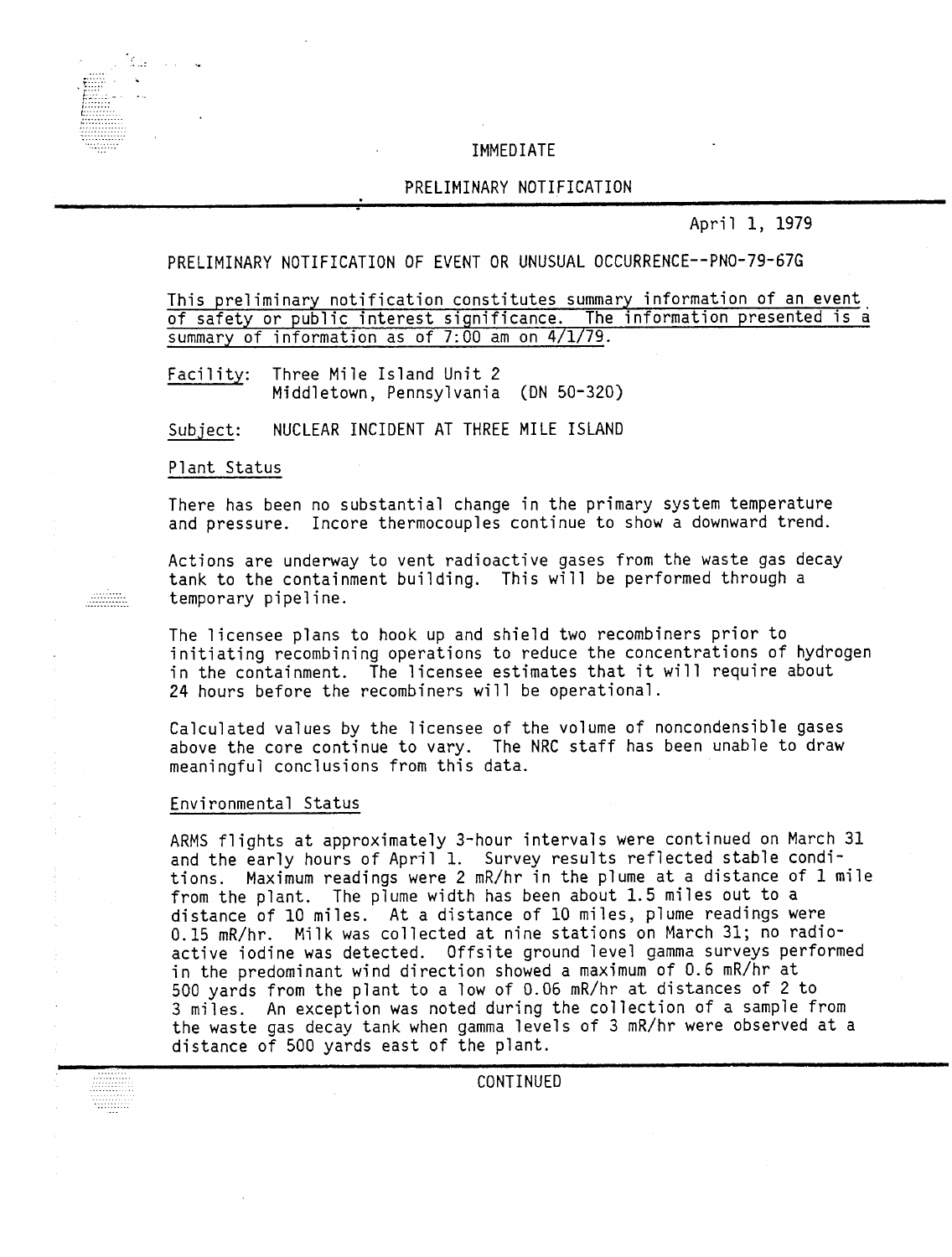IMMEDIATE

PRELIMINARY NOTIFICATION

April 1, 1979

PRELIMINARY NOTIFICATION OF EVENT OR UNUSUAL OCCURRENCE--PNO-79-67G

This preliminary notification constitutes summary information of an event of safety or public interest significance. The information presented is a summary of information as of 7:00 am on 4/1/79.

Facility: Three Mile Island Unit 2
Middletown, Pennsylvania (DN 50-320)

Subject: NUCLEAR INCIDENT AT THREE MILE ISLAND

## Plant Status

There has been no substantial change in the primary system temperature and pressure. Incore thermocouples continue to show a downward trend.

Actions are underway to vent radioactive gases from the waste gas decay tank to the containment building. This will be performed through a temporary pipeline.

The licensee plans to hook up and shield two recombiners prior to initiating recombining operations to reduce the concentrations of hydrogen in the containment. The licensee estimates that it will require about 24 hours before the recombiners will be operational.

Calculated values by the licensee of the volume of noncondensible gases above the core continue to vary. The NRC staff has been unable to draw meaningful conclusions from this data.

## Environmental Status

ARMS flights at approximately 3-hour intervals were continued on March 31 and the early hours of April 1. Survey results reflected stable conditions. Maximum readings were 2 mR/hr in the plume at a distance of 1 mile from the plant. The plume width has been about 1.5 miles out to a distance of 10 miles. At a distance of 10 miles, plume readings were 0.15 mR/hr. Milk was collected at nine stations on March 31; no radioactive iodine was detected. Offsite ground level gamma surveys performed in the predominant wind direction showed a maximum of 0.6 mR/hr at 500 yards from the plant to a low of 0.06 mR/hr at distances of 2 to 3 miles. An exception was noted during the collection of a sample from the waste gas decay tank when gamma levels of 3 mR/hr were observed at a distance of 500 yards east of the plant.

CONTINUED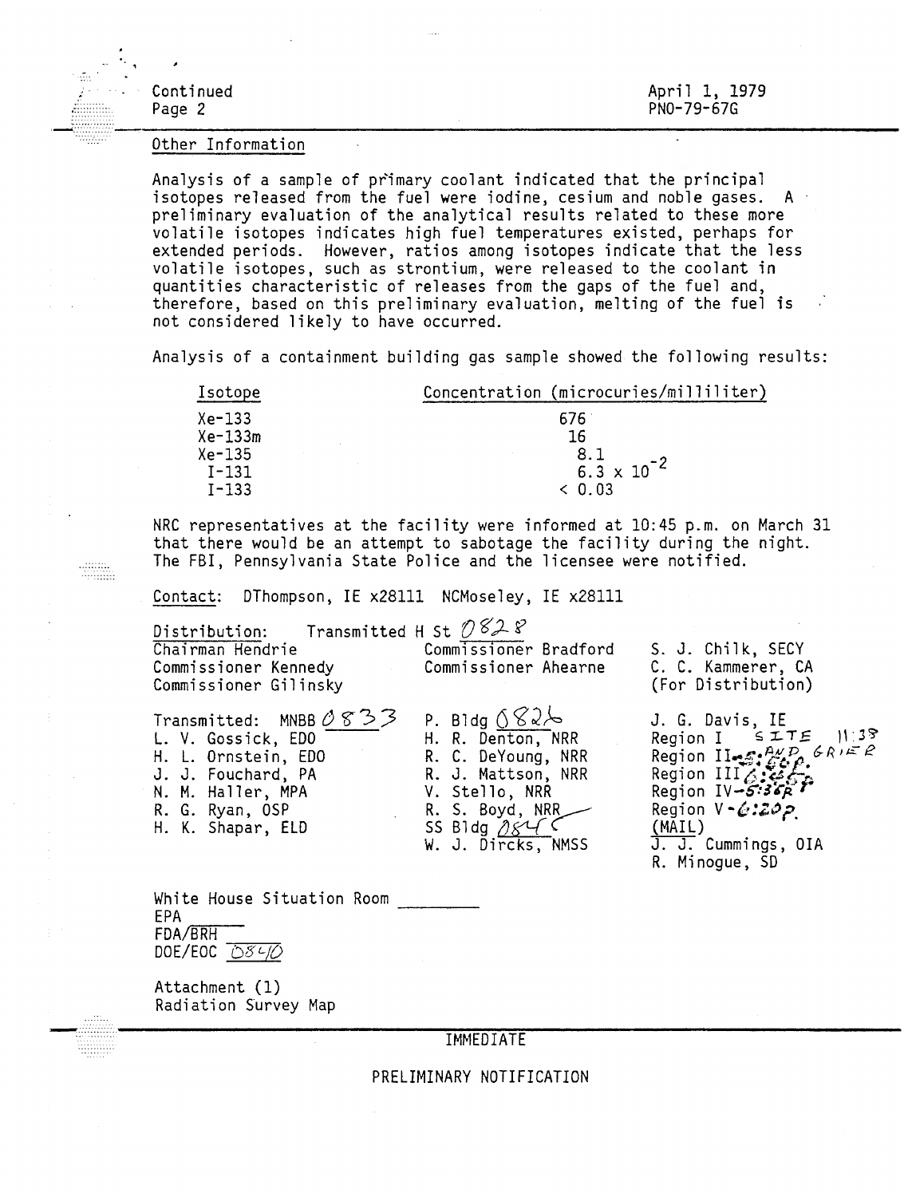Continued
Page 2

April 1, 1979
PNO-79-67G

Other Information

Analysis of a sample of primary coolant indicated that the principal isotopes released from the fuel were iodine, cesium and noble gases. A preliminary evaluation of the analytical results related to these more volatile isotopes indicates high fuel temperatures existed, perhaps for extended periods. However, ratios among isotopes indicate that the less volatile isotopes, such as strontium, were released to the coolant in quantities characteristic of releases from the gaps of the fuel and, therefore, based on this preliminary evaluation, melting of the fuel is not considered likely to have occurred.

Analysis of a containment building gas sample showed the following results:

| Isotope | Concentration (microcuries/milliliter) |
|---|---|
| Xe-133 | 676 |
| Xe-133m | 16 |
| Xe-135 | 8.1 |
| I-131 | $6.3 \times 10^{-2}$ |
| I-133 | < 0.03 |

NRC representatives at the facility were informed at 10:45 p.m. on March 31 that there would be an attempt to sabotage the facility during the night. The FBI, Pennsylvania State Police and the licensee were notified.

Contact: DThompson, IE x28111 NCMoseley, IE x28111

Distribution: Transmitted H St 0828

Chairman Hendrie
Commissioner Kennedy
Commissioner Gilinsky
Commissioner Bradford
Commissioner Ahearne
S. J. Chilk, SECY
C. C. Kammerer, CA
(For Distribution)

Transmitted: MNBB 0833
L. V. Gossick, EDO
H. L. Ornstein, EDO
J. J. Fouchard, PA
N. M. Haller, MPA
R. G. Ryan, OSP
H. K. Shapar, ELD

P. Bldg 0826
H. R. Denton, NRR
R. C. DeYoung, NRR
R. J. Mattson, NRR
V. Stello, NRR
R. S. Boyd, NRR
SS Bldg 0845
W. J. Dircks, NMSS

J. G. Davis, IE
Region I SITE 11:38
Region II 5:56p. AND GRIER
Region III 6:46p.
Region IV 5:36p
Region V 6:20p.
(MAIL)
J. J. Cummings, OIA
R. Minogue, SD

White House Situation Room ________
EPA ________
FDA/BRH ________
DOE/EOC 0840

Attachment (1)
Radiation Survey Map

IMMEDIATE

PRELIMINARY NOTIFICATION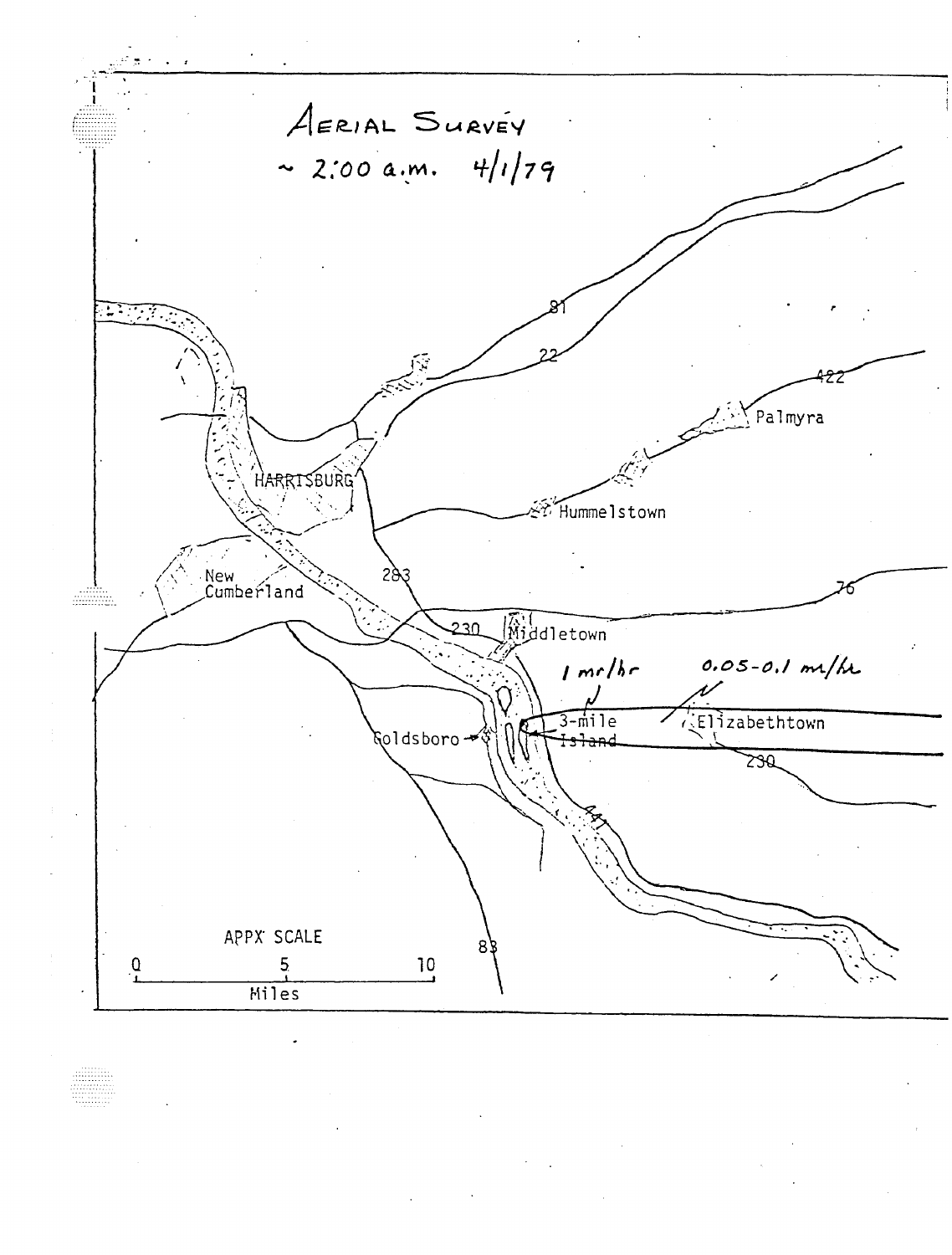AERIAL SURVEY

~ 2:00 a.m. 4/1/79

81

22

422

Palmyra

HARRISBURG

Hummelstown

New Cumberland

283

76

230

Middletown

1 mr/hr

0.05-0.1 mr/hr

3-mile Island

Elizabethtown

Goldsboro

230

APPX SCALE

0 5 10

Miles

83